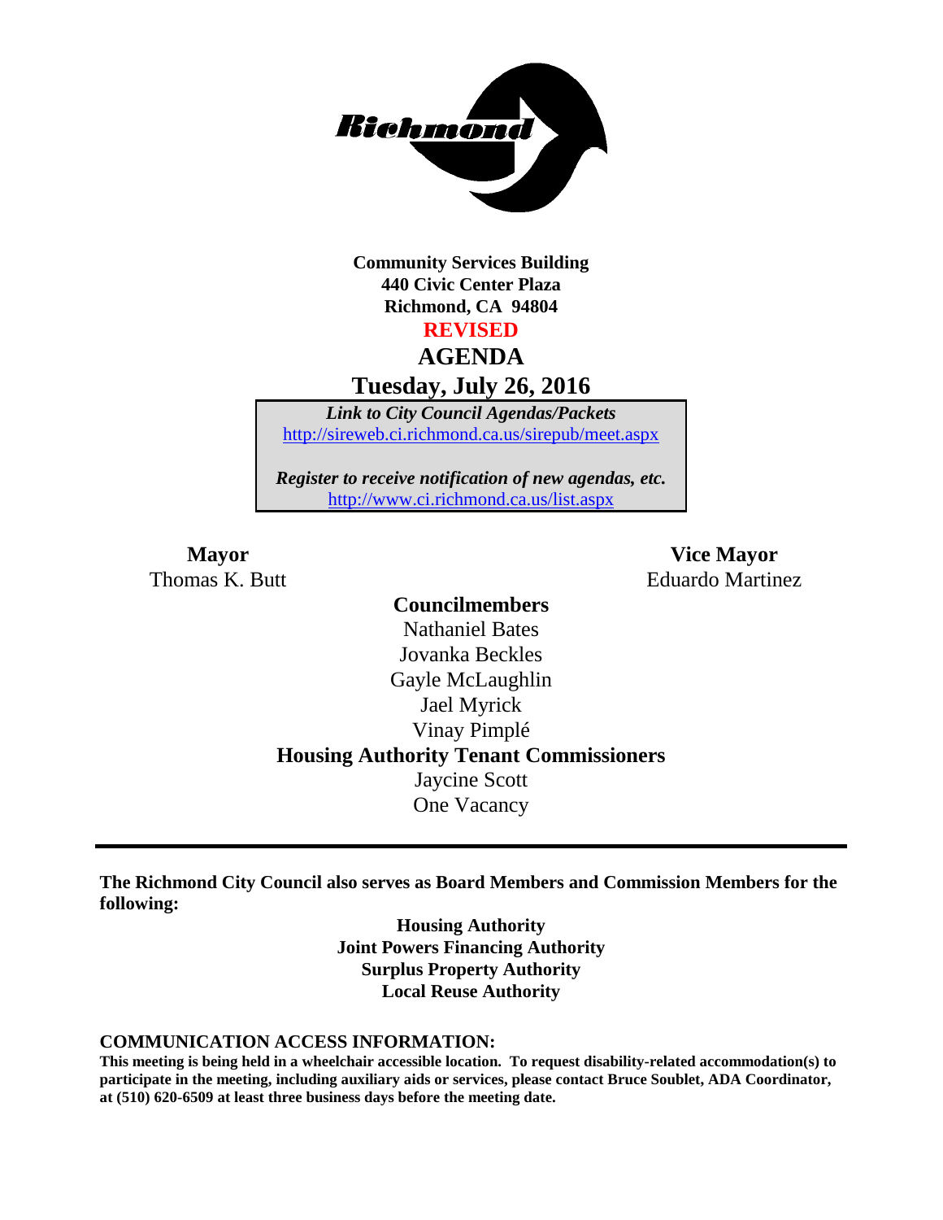**Community Services Building**
**440 Civic Center Plaza**
**Richmond, CA 94804**

**REVISED**

# AGENDA

## Tuesday, July 26, 2016

*Link to City Council Agendas/Packets*
http://sireweb.ci.richmond.ca.us/sirepub/meet.aspx

*Register to receive notification of new agendas, etc.*
http://www.ci.richmond.ca.us/list.aspx

**Mayor**
Thomas K. Butt

**Vice Mayor**
Eduardo Martinez

**Councilmembers**
Nathaniel Bates
Jovanka Beckles
Gayle McLaughlin
Jael Myrick
Vinay Pimplé

**Housing Authority Tenant Commissioners**
Jaycine Scott
One Vacancy

---

**The Richmond City Council also serves as Board Members and Commission Members for the following:**

**Housing Authority**
**Joint Powers Financing Authority**
**Surplus Property Authority**
**Local Reuse Authority**

**COMMUNICATION ACCESS INFORMATION:**

**This meeting is being held in a wheelchair accessible location. To request disability-related accommodation(s) to participate in the meeting, including auxiliary aids or services, please contact Bruce Soublet, ADA Coordinator, at (510) 620-6509 at least three business days before the meeting date.**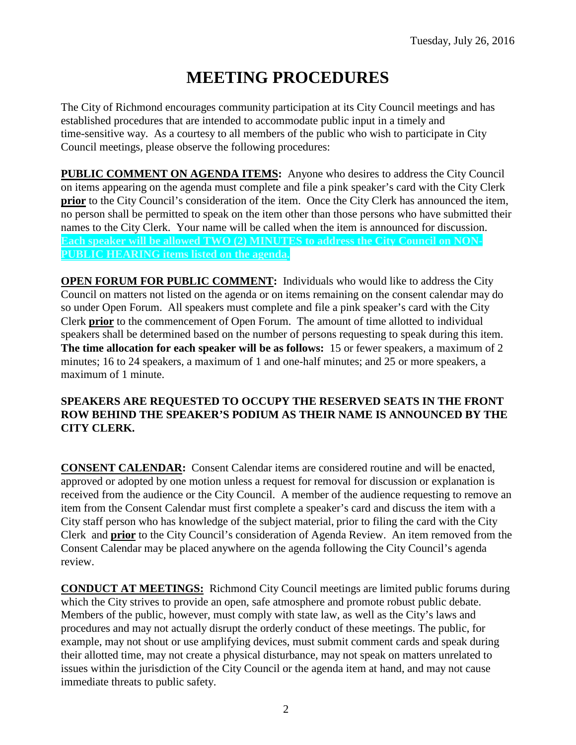Tuesday, July 26, 2016

# MEETING PROCEDURES

The City of Richmond encourages community participation at its City Council meetings and has established procedures that are intended to accommodate public input in a timely and time-sensitive way. As a courtesy to all members of the public who wish to participate in City Council meetings, please observe the following procedures:

**PUBLIC COMMENT ON AGENDA ITEMS:** Anyone who desires to address the City Council on items appearing on the agenda must complete and file a pink speaker's card with the City Clerk **prior** to the City Council's consideration of the item. Once the City Clerk has announced the item, no person shall be permitted to speak on the item other than those persons who have submitted their names to the City Clerk. Your name will be called when the item is announced for discussion. **Each speaker will be allowed TWO (2) MINUTES to address the City Council on NON-PUBLIC HEARING items listed on the agenda.**

**OPEN FORUM FOR PUBLIC COMMENT:** Individuals who would like to address the City Council on matters not listed on the agenda or on items remaining on the consent calendar may do so under Open Forum. All speakers must complete and file a pink speaker's card with the City Clerk **prior** to the commencement of Open Forum. The amount of time allotted to individual speakers shall be determined based on the number of persons requesting to speak during this item. **The time allocation for each speaker will be as follows:** 15 or fewer speakers, a maximum of 2 minutes; 16 to 24 speakers, a maximum of 1 and one-half minutes; and 25 or more speakers, a maximum of 1 minute.

**SPEAKERS ARE REQUESTED TO OCCUPY THE RESERVED SEATS IN THE FRONT ROW BEHIND THE SPEAKER'S PODIUM AS THEIR NAME IS ANNOUNCED BY THE CITY CLERK.**

**CONSENT CALENDAR:** Consent Calendar items are considered routine and will be enacted, approved or adopted by one motion unless a request for removal for discussion or explanation is received from the audience or the City Council. A member of the audience requesting to remove an item from the Consent Calendar must first complete a speaker's card and discuss the item with a City staff person who has knowledge of the subject material, prior to filing the card with the City Clerk and **prior** to the City Council's consideration of Agenda Review. An item removed from the Consent Calendar may be placed anywhere on the agenda following the City Council's agenda review.

**CONDUCT AT MEETINGS:** Richmond City Council meetings are limited public forums during which the City strives to provide an open, safe atmosphere and promote robust public debate. Members of the public, however, must comply with state law, as well as the City's laws and procedures and may not actually disrupt the orderly conduct of these meetings. The public, for example, may not shout or use amplifying devices, must submit comment cards and speak during their allotted time, may not create a physical disturbance, may not speak on matters unrelated to issues within the jurisdiction of the City Council or the agenda item at hand, and may not cause immediate threats to public safety.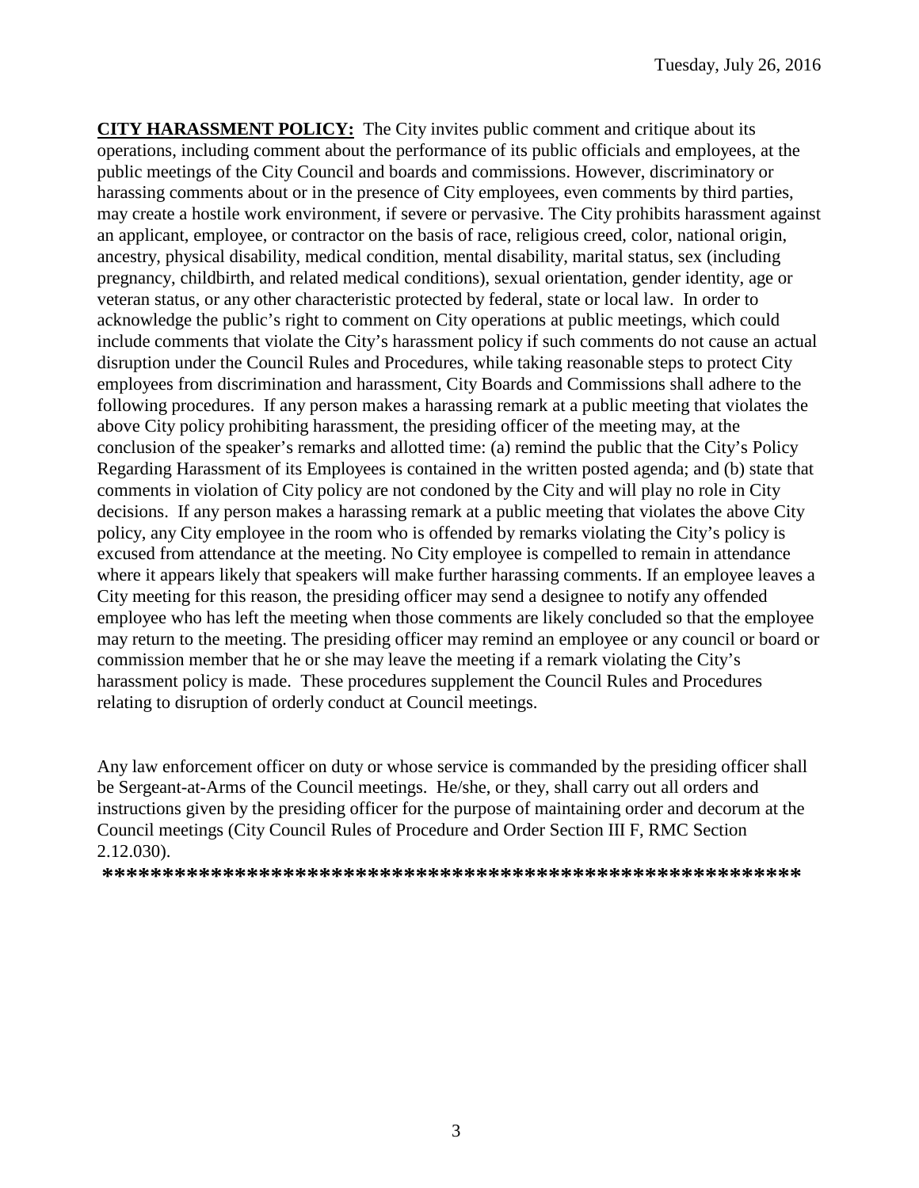**CITY HARASSMENT POLICY:** The City invites public comment and critique about its operations, including comment about the performance of its public officials and employees, at the public meetings of the City Council and boards and commissions. However, discriminatory or harassing comments about or in the presence of City employees, even comments by third parties, may create a hostile work environment, if severe or pervasive. The City prohibits harassment against an applicant, employee, or contractor on the basis of race, religious creed, color, national origin, ancestry, physical disability, medical condition, mental disability, marital status, sex (including pregnancy, childbirth, and related medical conditions), sexual orientation, gender identity, age or veteran status, or any other characteristic protected by federal, state or local law. In order to acknowledge the public's right to comment on City operations at public meetings, which could include comments that violate the City's harassment policy if such comments do not cause an actual disruption under the Council Rules and Procedures, while taking reasonable steps to protect City employees from discrimination and harassment, City Boards and Commissions shall adhere to the following procedures. If any person makes a harassing remark at a public meeting that violates the above City policy prohibiting harassment, the presiding officer of the meeting may, at the conclusion of the speaker's remarks and allotted time: (a) remind the public that the City's Policy Regarding Harassment of its Employees is contained in the written posted agenda; and (b) state that comments in violation of City policy are not condoned by the City and will play no role in City decisions. If any person makes a harassing remark at a public meeting that violates the above City policy, any City employee in the room who is offended by remarks violating the City's policy is excused from attendance at the meeting. No City employee is compelled to remain in attendance where it appears likely that speakers will make further harassing comments. If an employee leaves a City meeting for this reason, the presiding officer may send a designee to notify any offended employee who has left the meeting when those comments are likely concluded so that the employee may return to the meeting. The presiding officer may remind an employee or any council or board or commission member that he or she may leave the meeting if a remark violating the City's harassment policy is made. These procedures supplement the Council Rules and Procedures relating to disruption of orderly conduct at Council meetings.

Any law enforcement officer on duty or whose service is commanded by the presiding officer shall be Sergeant-at-Arms of the Council meetings. He/she, or they, shall carry out all orders and instructions given by the presiding officer for the purpose of maintaining order and decorum at the Council meetings (City Council Rules of Procedure and Order Section III F, RMC Section 2.12.030).

**\*\*\*\*\*\*\*\*\*\*\*\*\*\*\*\*\*\*\*\*\*\*\*\*\*\*\*\*\*\*\*\*\*\*\*\*\*\*\*\*\*\*\*\*\*\*\*\*\*\*\*\*\*\*\*\*\*\*\*\***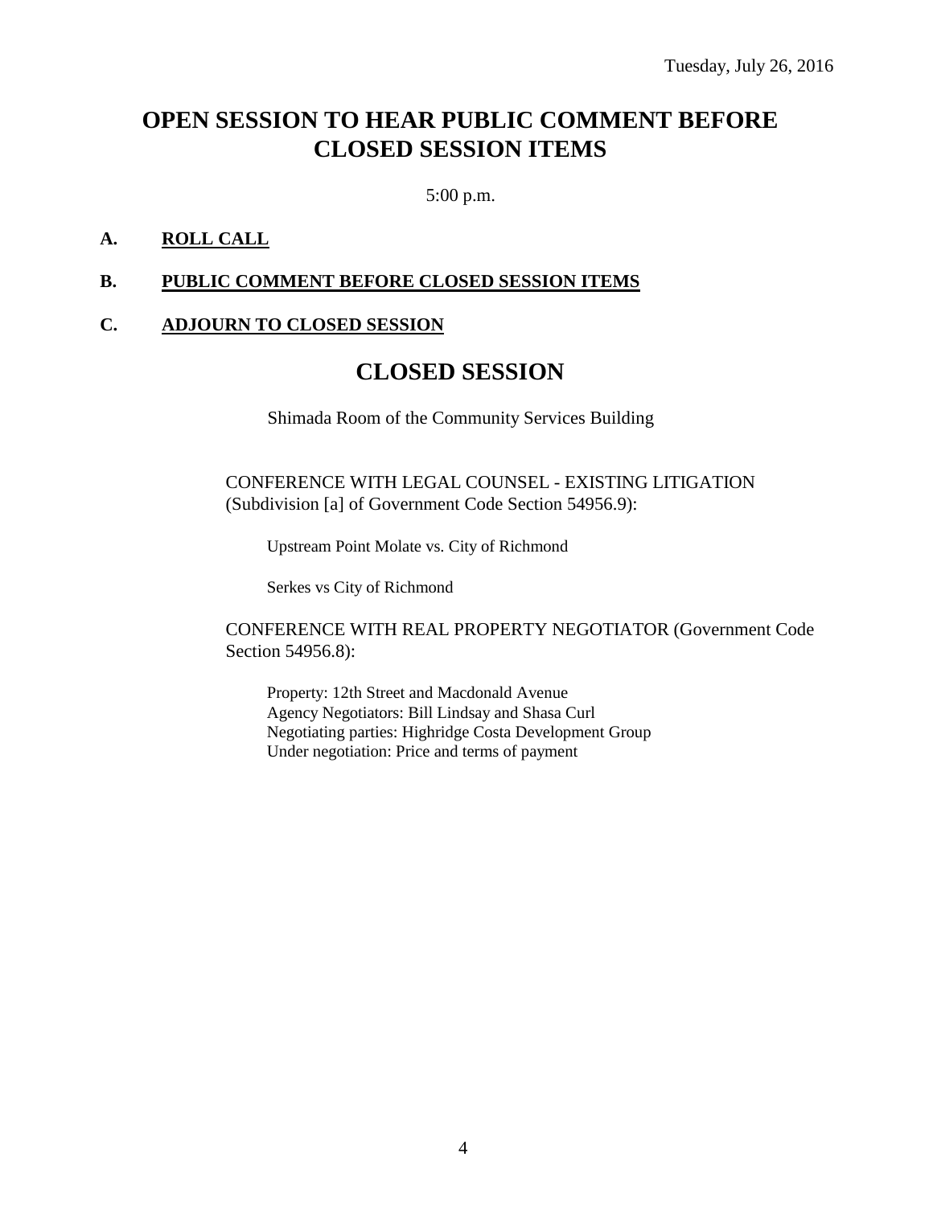Tuesday, July 26, 2016

# OPEN SESSION TO HEAR PUBLIC COMMENT BEFORE CLOSED SESSION ITEMS

5:00 p.m.

**A. ROLL CALL**

**B. PUBLIC COMMENT BEFORE CLOSED SESSION ITEMS**

**C. ADJOURN TO CLOSED SESSION**

# CLOSED SESSION

Shimada Room of the Community Services Building

CONFERENCE WITH LEGAL COUNSEL - EXISTING LITIGATION (Subdivision [a] of Government Code Section 54956.9):

Upstream Point Molate vs. City of Richmond

Serkes vs City of Richmond

CONFERENCE WITH REAL PROPERTY NEGOTIATOR (Government Code Section 54956.8):

Property: 12th Street and Macdonald Avenue
Agency Negotiators: Bill Lindsay and Shasa Curl
Negotiating parties: Highridge Costa Development Group
Under negotiation: Price and terms of payment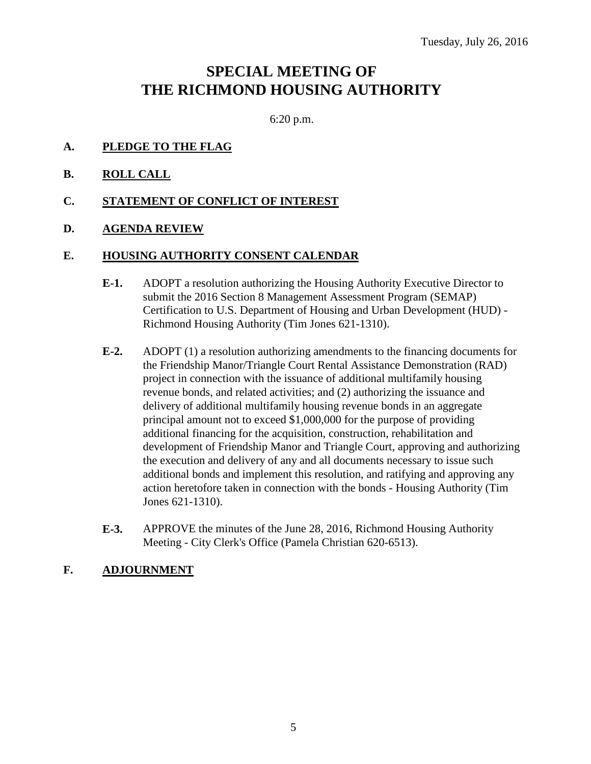Tuesday, July 26, 2016

# SPECIAL MEETING OF THE RICHMOND HOUSING AUTHORITY

6:20 p.m.

**A. PLEDGE TO THE FLAG**

**B. ROLL CALL**

**C. STATEMENT OF CONFLICT OF INTEREST**

**D. AGENDA REVIEW**

**E. HOUSING AUTHORITY CONSENT CALENDAR**

**E-1.** ADOPT a resolution authorizing the Housing Authority Executive Director to submit the 2016 Section 8 Management Assessment Program (SEMAP) Certification to U.S. Department of Housing and Urban Development (HUD) - Richmond Housing Authority (Tim Jones 621-1310).

**E-2.** ADOPT (1) a resolution authorizing amendments to the financing documents for the Friendship Manor/Triangle Court Rental Assistance Demonstration (RAD) project in connection with the issuance of additional multifamily housing revenue bonds, and related activities; and (2) authorizing the issuance and delivery of additional multifamily housing revenue bonds in an aggregate principal amount not to exceed $1,000,000 for the purpose of providing additional financing for the acquisition, construction, rehabilitation and development of Friendship Manor and Triangle Court, approving and authorizing the execution and delivery of any and all documents necessary to issue such additional bonds and implement this resolution, and ratifying and approving any action heretofore taken in connection with the bonds - Housing Authority (Tim Jones 621-1310).

**E-3.** APPROVE the minutes of the June 28, 2016, Richmond Housing Authority Meeting - City Clerk's Office (Pamela Christian 620-6513).

**F. ADJOURNMENT**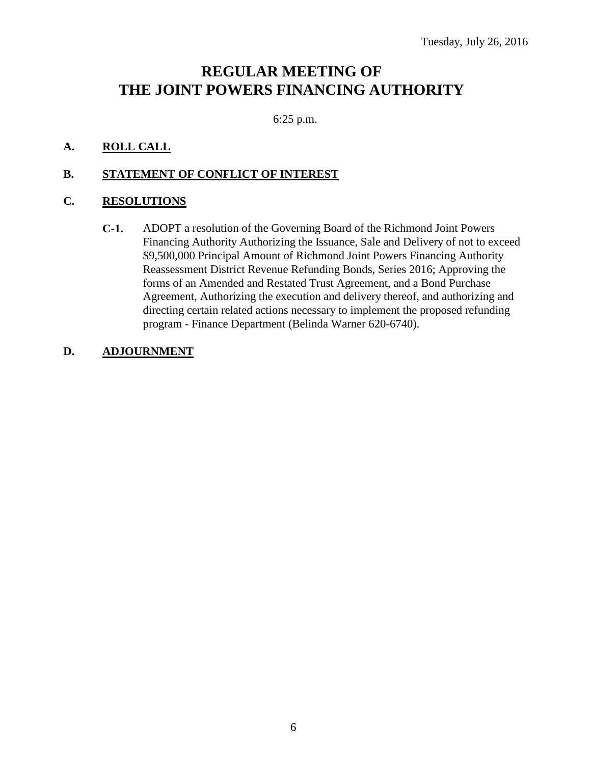Tuesday, July 26, 2016

# REGULAR MEETING OF THE JOINT POWERS FINANCING AUTHORITY

6:25 p.m.

**A. ROLL CALL**

**B. STATEMENT OF CONFLICT OF INTEREST**

**C. RESOLUTIONS**

**C-1.** ADOPT a resolution of the Governing Board of the Richmond Joint Powers Financing Authority Authorizing the Issuance, Sale and Delivery of not to exceed $9,500,000 Principal Amount of Richmond Joint Powers Financing Authority Reassessment District Revenue Refunding Bonds, Series 2016; Approving the forms of an Amended and Restated Trust Agreement, and a Bond Purchase Agreement, Authorizing the execution and delivery thereof, and authorizing and directing certain related actions necessary to implement the proposed refunding program - Finance Department (Belinda Warner 620-6740).

**D. ADJOURNMENT**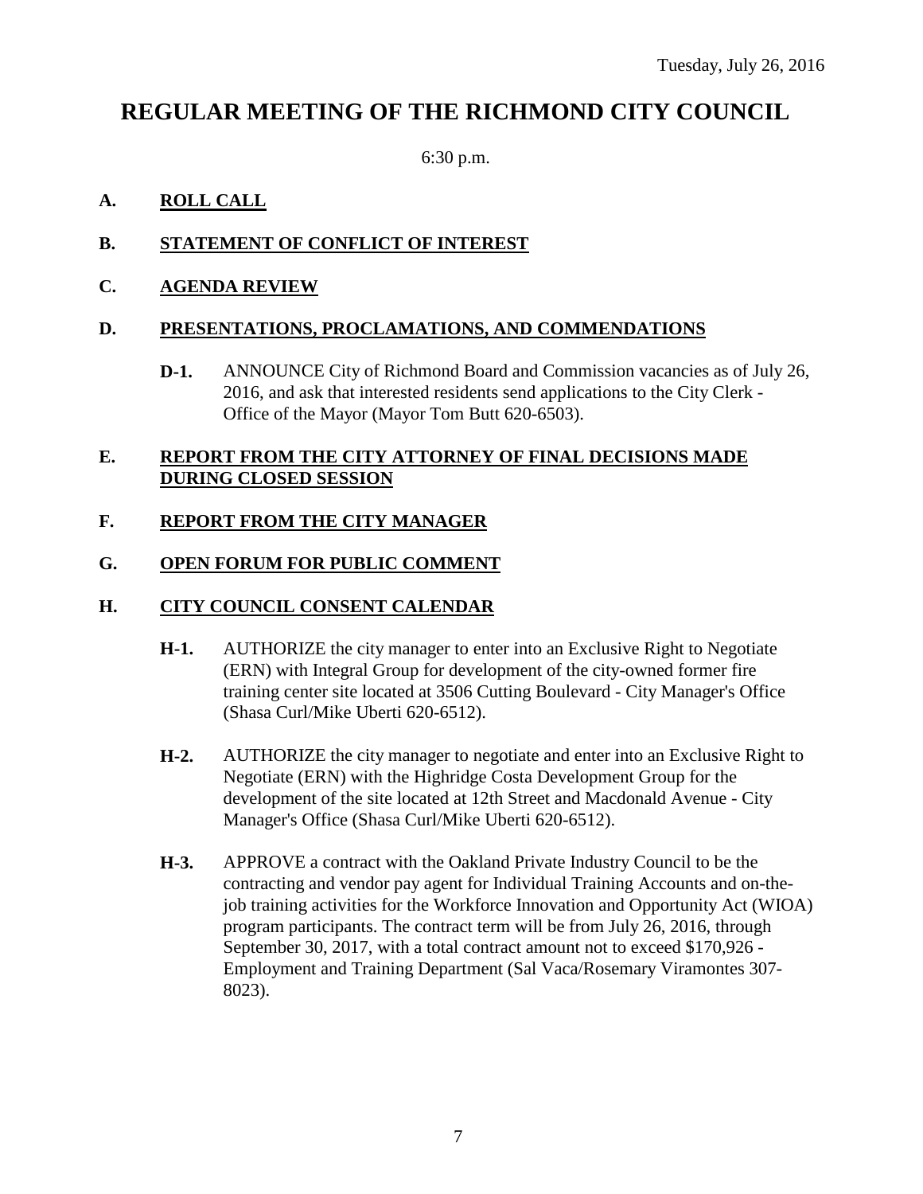Tuesday, July 26, 2016

# REGULAR MEETING OF THE RICHMOND CITY COUNCIL

6:30 p.m.

**A.** **ROLL CALL**

**B.** **STATEMENT OF CONFLICT OF INTEREST**

**C.** **AGENDA REVIEW**

**D.** **PRESENTATIONS, PROCLAMATIONS, AND COMMENDATIONS**

**D-1.** ANNOUNCE City of Richmond Board and Commission vacancies as of July 26, 2016, and ask that interested residents send applications to the City Clerk - Office of the Mayor (Mayor Tom Butt 620-6503).

**E.** **REPORT FROM THE CITY ATTORNEY OF FINAL DECISIONS MADE DURING CLOSED SESSION**

**F.** **REPORT FROM THE CITY MANAGER**

**G.** **OPEN FORUM FOR PUBLIC COMMENT**

**H.** **CITY COUNCIL CONSENT CALENDAR**

**H-1.** AUTHORIZE the city manager to enter into an Exclusive Right to Negotiate (ERN) with Integral Group for development of the city-owned former fire training center site located at 3506 Cutting Boulevard - City Manager's Office (Shasa Curl/Mike Uberti 620-6512).

**H-2.** AUTHORIZE the city manager to negotiate and enter into an Exclusive Right to Negotiate (ERN) with the Highridge Costa Development Group for the development of the site located at 12th Street and Macdonald Avenue - City Manager's Office (Shasa Curl/Mike Uberti 620-6512).

**H-3.** APPROVE a contract with the Oakland Private Industry Council to be the contracting and vendor pay agent for Individual Training Accounts and on-the-job training activities for the Workforce Innovation and Opportunity Act (WIOA) program participants. The contract term will be from July 26, 2016, through September 30, 2017, with a total contract amount not to exceed $170,926 - Employment and Training Department (Sal Vaca/Rosemary Viramontes 307-8023).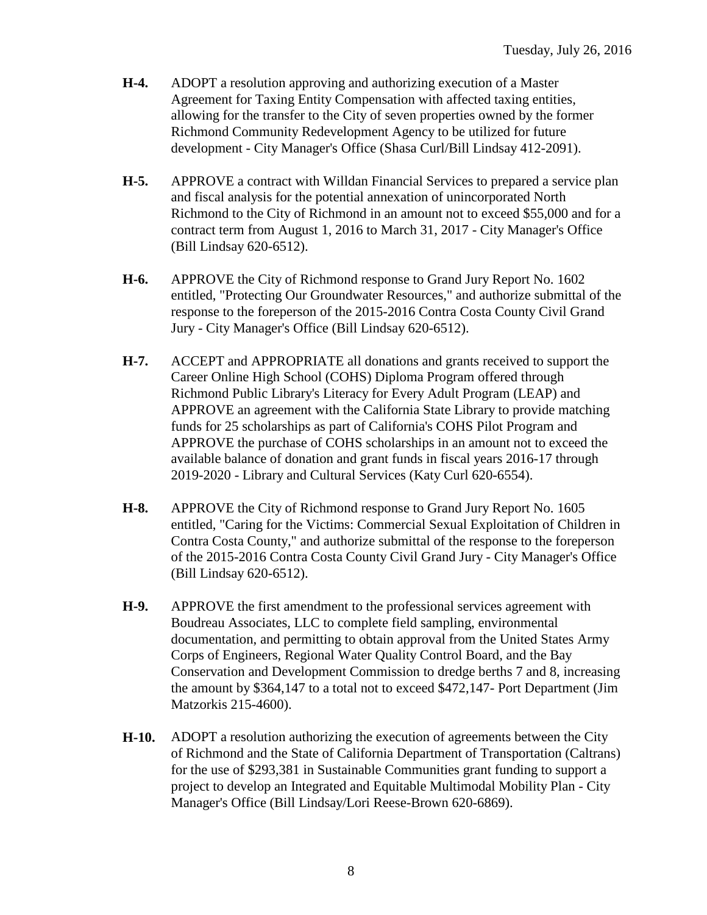**H-4.** ADOPT a resolution approving and authorizing execution of a Master Agreement for Taxing Entity Compensation with affected taxing entities, allowing for the transfer to the City of seven properties owned by the former Richmond Community Redevelopment Agency to be utilized for future development - City Manager's Office (Shasa Curl/Bill Lindsay 412-2091).

**H-5.** APPROVE a contract with Willdan Financial Services to prepared a service plan and fiscal analysis for the potential annexation of unincorporated North Richmond to the City of Richmond in an amount not to exceed $55,000 and for a contract term from August 1, 2016 to March 31, 2017 - City Manager's Office (Bill Lindsay 620-6512).

**H-6.** APPROVE the City of Richmond response to Grand Jury Report No. 1602 entitled, "Protecting Our Groundwater Resources," and authorize submittal of the response to the foreperson of the 2015-2016 Contra Costa County Civil Grand Jury - City Manager's Office (Bill Lindsay 620-6512).

**H-7.** ACCEPT and APPROPRIATE all donations and grants received to support the Career Online High School (COHS) Diploma Program offered through Richmond Public Library's Literacy for Every Adult Program (LEAP) and APPROVE an agreement with the California State Library to provide matching funds for 25 scholarships as part of California's COHS Pilot Program and APPROVE the purchase of COHS scholarships in an amount not to exceed the available balance of donation and grant funds in fiscal years 2016-17 through 2019-2020 - Library and Cultural Services (Katy Curl 620-6554).

**H-8.** APPROVE the City of Richmond response to Grand Jury Report No. 1605 entitled, "Caring for the Victims: Commercial Sexual Exploitation of Children in Contra Costa County," and authorize submittal of the response to the foreperson of the 2015-2016 Contra Costa County Civil Grand Jury - City Manager's Office (Bill Lindsay 620-6512).

**H-9.** APPROVE the first amendment to the professional services agreement with Boudreau Associates, LLC to complete field sampling, environmental documentation, and permitting to obtain approval from the United States Army Corps of Engineers, Regional Water Quality Control Board, and the Bay Conservation and Development Commission to dredge berths 7 and 8, increasing the amount by $364,147 to a total not to exceed $472,147- Port Department (Jim Matzorkis 215-4600).

**H-10.** ADOPT a resolution authorizing the execution of agreements between the City of Richmond and the State of California Department of Transportation (Caltrans) for the use of $293,381 in Sustainable Communities grant funding to support a project to develop an Integrated and Equitable Multimodal Mobility Plan - City Manager's Office (Bill Lindsay/Lori Reese-Brown 620-6869).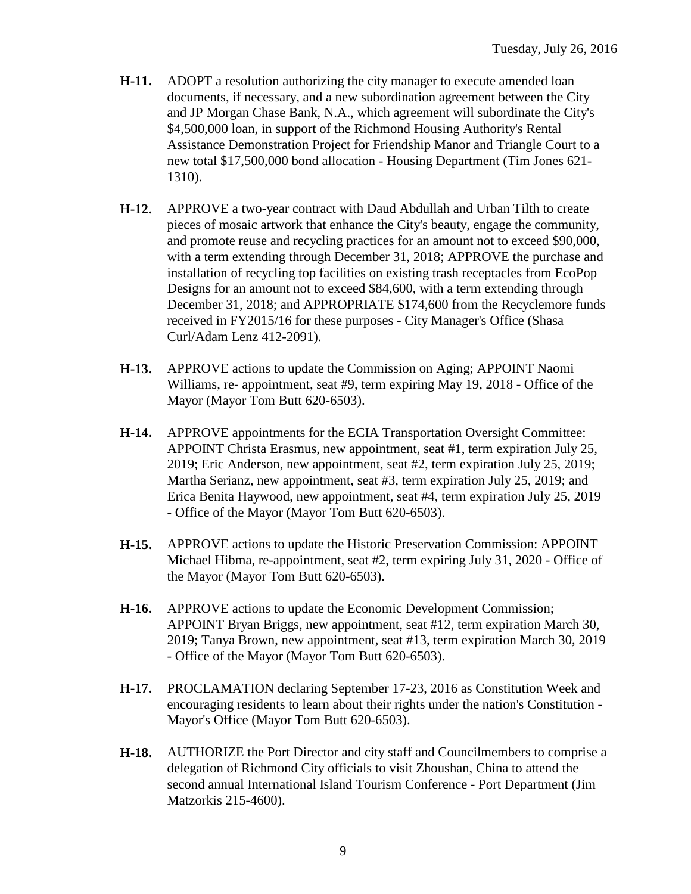- **H-11.** ADOPT a resolution authorizing the city manager to execute amended loan documents, if necessary, and a new subordination agreement between the City and JP Morgan Chase Bank, N.A., which agreement will subordinate the City's $4,500,000 loan, in support of the Richmond Housing Authority's Rental Assistance Demonstration Project for Friendship Manor and Triangle Court to a new total $17,500,000 bond allocation - Housing Department (Tim Jones 621-1310).

- **H-12.** APPROVE a two-year contract with Daud Abdullah and Urban Tilth to create pieces of mosaic artwork that enhance the City's beauty, engage the community, and promote reuse and recycling practices for an amount not to exceed $90,000, with a term extending through December 31, 2018; APPROVE the purchase and installation of recycling top facilities on existing trash receptacles from EcoPop Designs for an amount not to exceed $84,600, with a term extending through December 31, 2018; and APPROPRIATE $174,600 from the Recyclemore funds received in FY2015/16 for these purposes - City Manager's Office (Shasa Curl/Adam Lenz 412-2091).

- **H-13.** APPROVE actions to update the Commission on Aging; APPOINT Naomi Williams, re- appointment, seat #9, term expiring May 19, 2018 - Office of the Mayor (Mayor Tom Butt 620-6503).

- **H-14.** APPROVE appointments for the ECIA Transportation Oversight Committee: APPOINT Christa Erasmus, new appointment, seat #1, term expiration July 25, 2019; Eric Anderson, new appointment, seat #2, term expiration July 25, 2019; Martha Serianz, new appointment, seat #3, term expiration July 25, 2019; and Erica Benita Haywood, new appointment, seat #4, term expiration July 25, 2019 - Office of the Mayor (Mayor Tom Butt 620-6503).

- **H-15.** APPROVE actions to update the Historic Preservation Commission: APPOINT Michael Hibma, re-appointment, seat #2, term expiring July 31, 2020 - Office of the Mayor (Mayor Tom Butt 620-6503).

- **H-16.** APPROVE actions to update the Economic Development Commission; APPOINT Bryan Briggs, new appointment, seat #12, term expiration March 30, 2019; Tanya Brown, new appointment, seat #13, term expiration March 30, 2019 - Office of the Mayor (Mayor Tom Butt 620-6503).

- **H-17.** PROCLAMATION declaring September 17-23, 2016 as Constitution Week and encouraging residents to learn about their rights under the nation's Constitution - Mayor's Office (Mayor Tom Butt 620-6503).

- **H-18.** AUTHORIZE the Port Director and city staff and Councilmembers to comprise a delegation of Richmond City officials to visit Zhoushan, China to attend the second annual International Island Tourism Conference - Port Department (Jim Matzorkis 215-4600).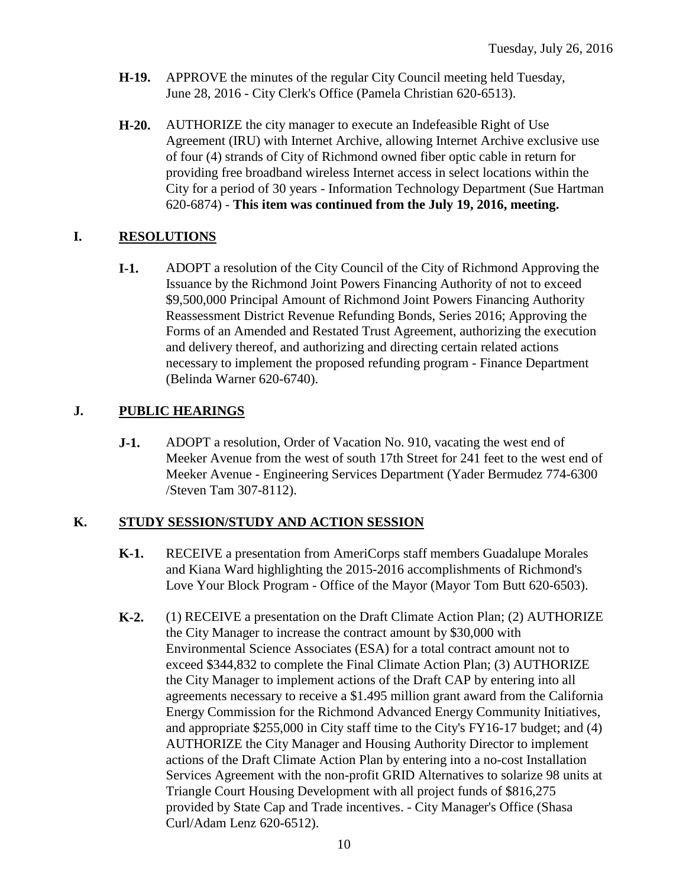- **H-19.** APPROVE the minutes of the regular City Council meeting held Tuesday, June 28, 2016 - City Clerk's Office (Pamela Christian 620-6513).

- **H-20.** AUTHORIZE the city manager to execute an Indefeasible Right of Use Agreement (IRU) with Internet Archive, allowing Internet Archive exclusive use of four (4) strands of City of Richmond owned fiber optic cable in return for providing free broadband wireless Internet access in select locations within the City for a period of 30 years - Information Technology Department (Sue Hartman 620-6874) - **This item was continued from the July 19, 2016, meeting.**

## I. RESOLUTIONS

- **I-1.** ADOPT a resolution of the City Council of the City of Richmond Approving the Issuance by the Richmond Joint Powers Financing Authority of not to exceed $9,500,000 Principal Amount of Richmond Joint Powers Financing Authority Reassessment District Revenue Refunding Bonds, Series 2016; Approving the Forms of an Amended and Restated Trust Agreement, authorizing the execution and delivery thereof, and authorizing and directing certain related actions necessary to implement the proposed refunding program - Finance Department (Belinda Warner 620-6740).

## J. PUBLIC HEARINGS

- **J-1.** ADOPT a resolution, Order of Vacation No. 910, vacating the west end of Meeker Avenue from the west of south 17th Street for 241 feet to the west end of Meeker Avenue - Engineering Services Department (Yader Bermudez 774-6300 /Steven Tam 307-8112).

## K. STUDY SESSION/STUDY AND ACTION SESSION

- **K-1.** RECEIVE a presentation from AmeriCorps staff members Guadalupe Morales and Kiana Ward highlighting the 2015-2016 accomplishments of Richmond's Love Your Block Program - Office of the Mayor (Mayor Tom Butt 620-6503).

- **K-2.** (1) RECEIVE a presentation on the Draft Climate Action Plan; (2) AUTHORIZE the City Manager to increase the contract amount by $30,000 with Environmental Science Associates (ESA) for a total contract amount not to exceed $344,832 to complete the Final Climate Action Plan; (3) AUTHORIZE the City Manager to implement actions of the Draft CAP by entering into all agreements necessary to receive a $1.495 million grant award from the California Energy Commission for the Richmond Advanced Energy Community Initiatives, and appropriate $255,000 in City staff time to the City's FY16-17 budget; and (4) AUTHORIZE the City Manager and Housing Authority Director to implement actions of the Draft Climate Action Plan by entering into a no-cost Installation Services Agreement with the non-profit GRID Alternatives to solarize 98 units at Triangle Court Housing Development with all project funds of $816,275 provided by State Cap and Trade incentives. - City Manager's Office (Shasa Curl/Adam Lenz 620-6512).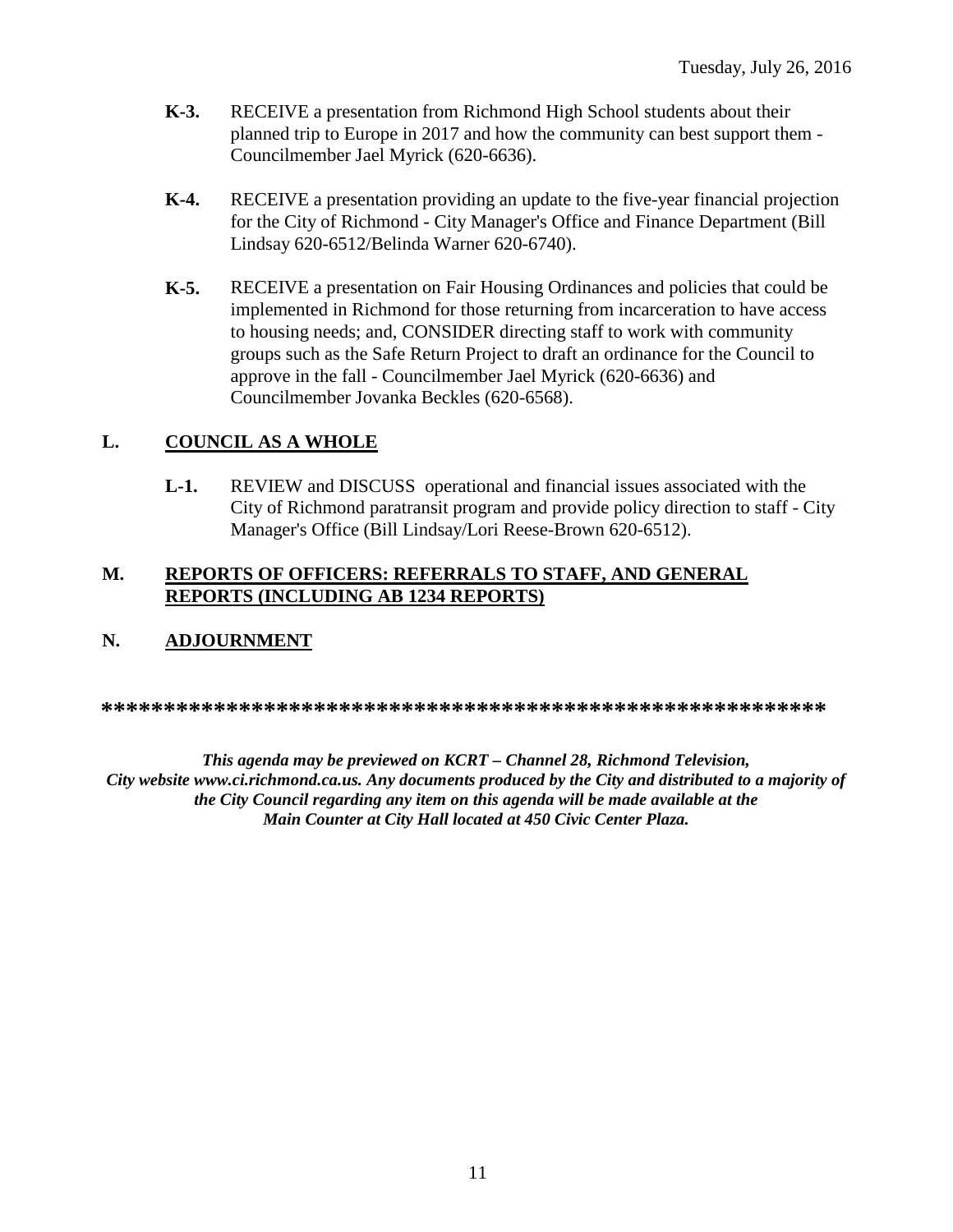**K-3.** RECEIVE a presentation from Richmond High School students about their planned trip to Europe in 2017 and how the community can best support them - Councilmember Jael Myrick (620-6636).

**K-4.** RECEIVE a presentation providing an update to the five-year financial projection for the City of Richmond - City Manager's Office and Finance Department (Bill Lindsay 620-6512/Belinda Warner 620-6740).

**K-5.** RECEIVE a presentation on Fair Housing Ordinances and policies that could be implemented in Richmond for those returning from incarceration to have access to housing needs; and, CONSIDER directing staff to work with community groups such as the Safe Return Project to draft an ordinance for the Council to approve in the fall - Councilmember Jael Myrick (620-6636) and Councilmember Jovanka Beckles (620-6568).

## L. COUNCIL AS A WHOLE

**L-1.** REVIEW and DISCUSS operational and financial issues associated with the City of Richmond paratransit program and provide policy direction to staff - City Manager's Office (Bill Lindsay/Lori Reese-Brown 620-6512).

## M. REPORTS OF OFFICERS: REFERRALS TO STAFF, AND GENERAL REPORTS (INCLUDING AB 1234 REPORTS)

## N. ADJOURNMENT

**************************************************************

***This agenda may be previewed on KCRT – Channel 28, Richmond Television, City website www.ci.richmond.ca.us. Any documents produced by the City and distributed to a majority of the City Council regarding any item on this agenda will be made available at the Main Counter at City Hall located at 450 Civic Center Plaza.***